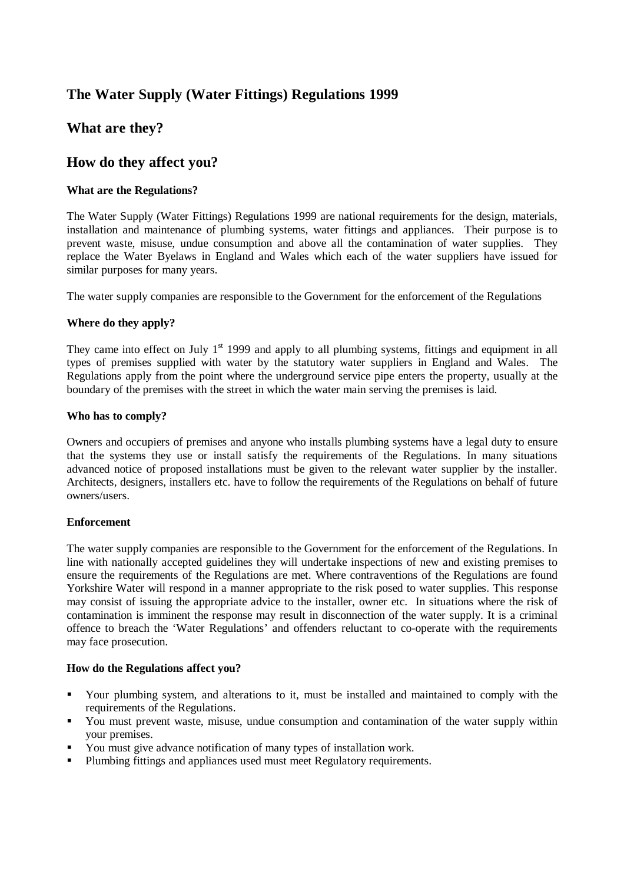# The Water Supply (Water Fittings) Regulations 1999

# What are they?

# How do they affect you?

### What are the Regulations?

The Water Supply (Water Fittings) Regulations 1999 are national requirements for the design, materials, installation and maintenance of plumbing systems, water fittings and appliances. Their purpose is to prevent waste, misuse, undue consumption and above all the contamination of water supplies. They replace the Water Byelaws in England and Wales which each of the water suppliers have issued for similar purposes for many years.

The water supply companies are responsible to the Government for the enforcement of the Regulations

### Where do they apply?

They came into effect on July 1st 1999 and apply to all plumbing systems, fittings and equipment in all types of premises supplied with water by the statutory water suppliers in England and Wales. The Regulations apply from the point where the underground service pipe enters the property, usually at the boundary of the premises with the street in which the water main serving the premises is laid.

### Who has to comply?

Owners and occupiers of premises and anyone who installs plumbing systems have a legal duty to ensure that the systems they use or install satisfy the requirements of the Regulations. In many situations advanced notice of proposed installations must be given to the relevant water supplier by the installer. Architects, designers, installers etc. have to follow the requirements of the Regulations on behalf of future owners/users.

### Enforcement

The water supply companies are responsible to the Government for the enforcement of the Regulations. In line with nationally accepted guidelines they will undertake inspections of new and existing premises to ensure the requirements of the Regulations are met. Where contraventions of the Regulations are found Yorkshire Water will respond in a manner appropriate to the risk posed to water supplies. This response may consist of issuing the appropriate advice to the installer, owner etc. In situations where the risk of contamination is imminent the response may result in disconnection of the water supply. It is a criminal offence to breach the 'Water Regulations' and offenders reluctant to co-operate with the requirements may face prosecution.

### How do the Regulations affect you?

- Your plumbing system, and alterations to it, must be installed and maintained to comply with the requirements of the Regulations.
- You must prevent waste, misuse, undue consumption and contamination of the water supply within your premises.
- You must give advance notification of many types of installation work.
- Plumbing fittings and appliances used must meet Regulatory requirements.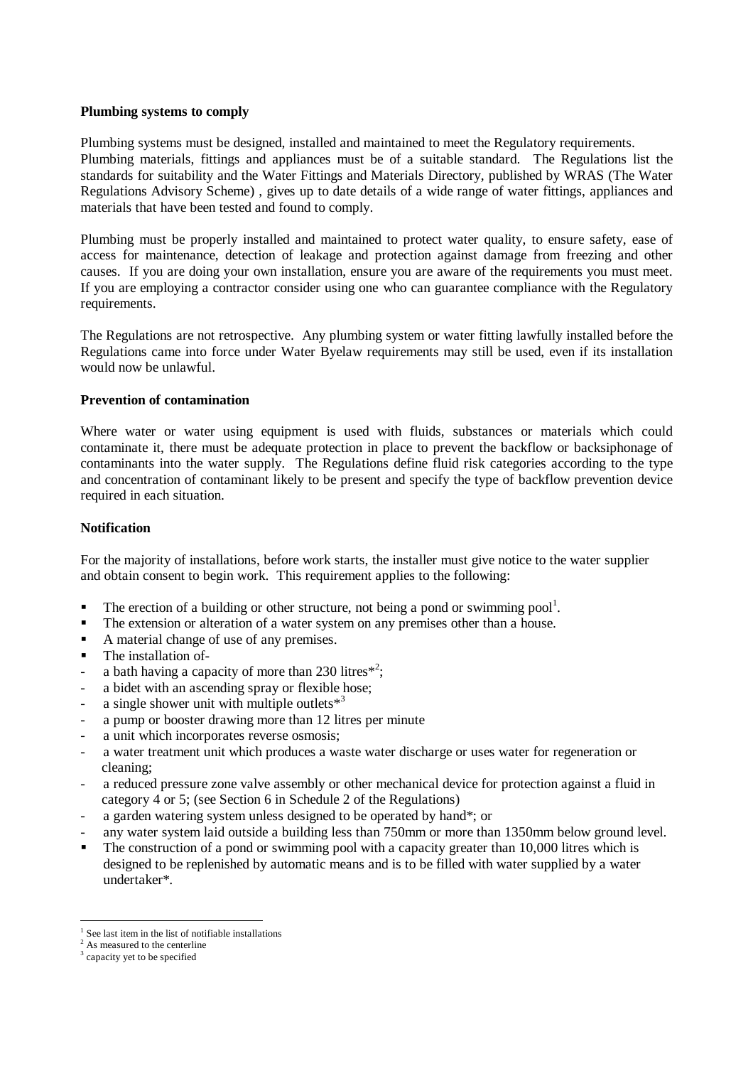**Plumbing systems to comply**

Plumbing systems must be designed, installed and maintained to meet the Regulatory requirements. Plumbing materials, fittings and appliances must be of a suitable standard. The Regulations list the standards for suitability and the Water Fittings and Materials Directory, published by WRAS (The Water Regulations Advisory Scheme) , gives up to date details of a wide range of water fittings, appliances and materials that have been tested and found to comply.

Plumbing must be properly installed and maintained to protect water quality, to ensure safety, ease of access for maintenance, detection of leakage and protection against damage from freezing and other causes. If you are doing your own installation, ensure you are aware of the requirements you must meet. If you are employing a contractor consider using one who can guarantee compliance with the Regulatory requirements.

The Regulations are not retrospective. Any plumbing system or water fitting lawfully installed before the Regulations came into force under Water Byelaw requirements may still be used, even if its installation would now be unlawful.

**Prevention of contamination**

Where water or water using equipment is used with fluids, substances or materials which could contaminate it, there must be adequate protection in place to prevent the backflow or backsiphonage of contaminants into the water supply. The Regulations define fluid risk categories according to the type and concentration of contaminant likely to be present and specify the type of backflow prevention device required in each situation.

**Notification**

For the majority of installations, before work starts, the installer must give notice to the water supplier and obtain consent to begin work. This requirement applies to the following:

- The erection of a building or other structure, not being a pond or swimming pool[1].
- The extension or alteration of a water system on any premises other than a house.
- A material change of use of any premises.
- The installation of-
  - a bath having a capacity of more than 230 litres*[2];
  - a bidet with an ascending spray or flexible hose;
  - a single shower unit with multiple outlets*[3]
  - a pump or booster drawing more than 12 litres per minute
  - a unit which incorporates reverse osmosis;
  - a water treatment unit which produces a waste water discharge or uses water for regeneration or cleaning;
  - a reduced pressure zone valve assembly or other mechanical device for protection against a fluid in category 4 or 5; (see Section 6 in Schedule 2 of the Regulations)
  - a garden watering system unless designed to be operated by hand*; or
  - any water system laid outside a building less than 750mm or more than 1350mm below ground level.
- The construction of a pond or swimming pool with a capacity greater than 10,000 litres which is designed to be replenished by automatic means and is to be filled with water supplied by a water undertaker*.

---

[1] See last item in the list of notifiable installations
[2] As measured to the centerline
[3] capacity yet to be specified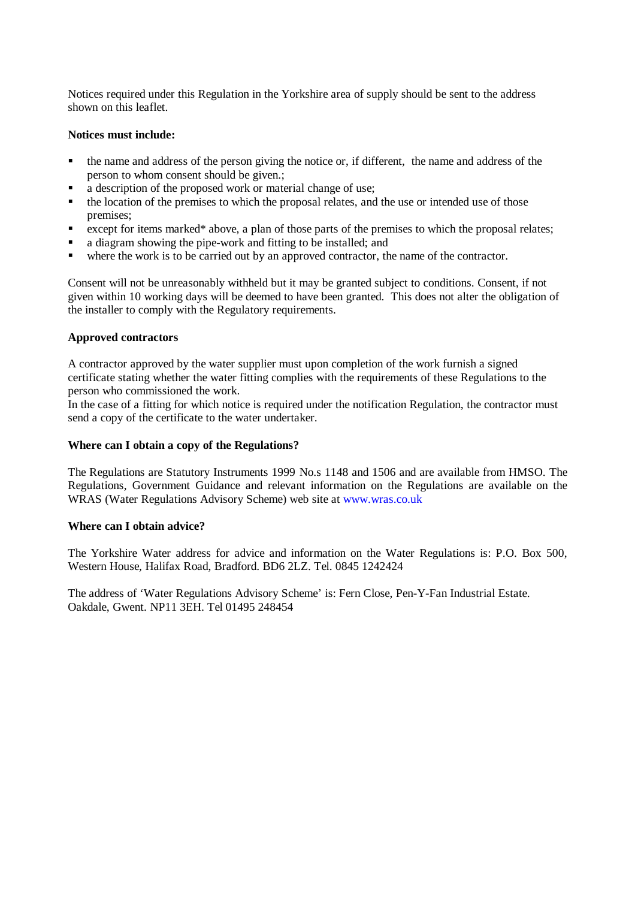Notices required under this Regulation in the Yorkshire area of supply should be sent to the address shown on this leaflet.

**Notices must include:**

- the name and address of the person giving the notice or, if different, the name and address of the person to whom consent should be given.;
- a description of the proposed work or material change of use;
- the location of the premises to which the proposal relates, and the use or intended use of those premises;
- except for items marked* above, a plan of those parts of the premises to which the proposal relates;
- a diagram showing the pipe-work and fitting to be installed; and
- where the work is to be carried out by an approved contractor, the name of the contractor.

Consent will not be unreasonably withheld but it may be granted subject to conditions. Consent, if not given within 10 working days will be deemed to have been granted. This does not alter the obligation of the installer to comply with the Regulatory requirements.

**Approved contractors**

A contractor approved by the water supplier must upon completion of the work furnish a signed certificate stating whether the water fitting complies with the requirements of these Regulations to the person who commissioned the work.
In the case of a fitting for which notice is required under the notification Regulation, the contractor must send a copy of the certificate to the water undertaker.

**Where can I obtain a copy of the Regulations?**

The Regulations are Statutory Instruments 1999 No.s 1148 and 1506 and are available from HMSO. The Regulations, Government Guidance and relevant information on the Regulations are available on the WRAS (Water Regulations Advisory Scheme) web site at www.wras.co.uk

**Where can I obtain advice?**

The Yorkshire Water address for advice and information on the Water Regulations is: P.O. Box 500, Western House, Halifax Road, Bradford. BD6 2LZ. Tel. 0845 1242424

The address of 'Water Regulations Advisory Scheme' is: Fern Close, Pen-Y-Fan Industrial Estate. Oakdale, Gwent. NP11 3EH. Tel 01495 248454